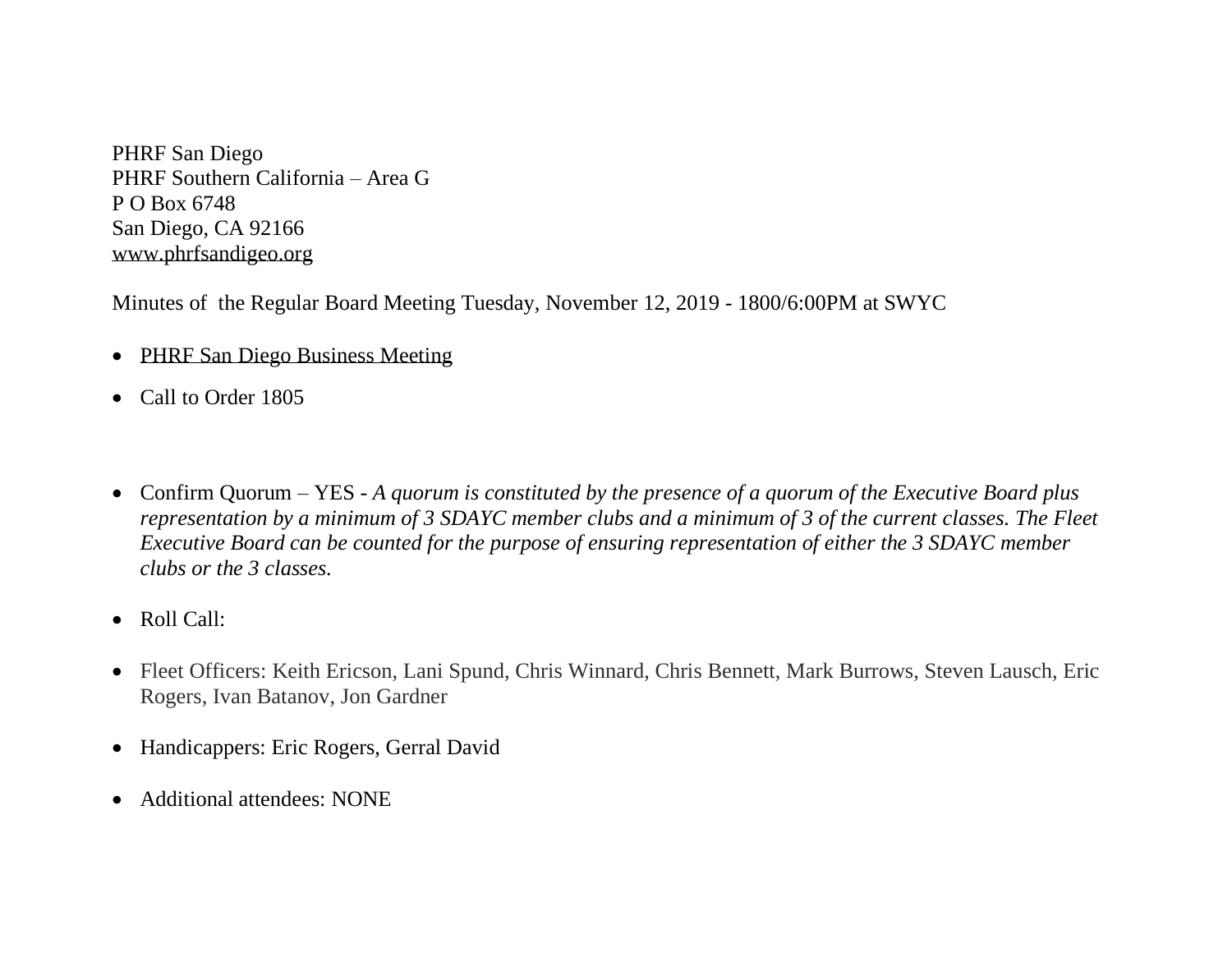PHRF San Diego
PHRF Southern California – Area G
P O Box 6748
San Diego, CA 92166
www.phrfsandigeo.org

Minutes of the Regular Board Meeting Tuesday, November 12, 2019 - 1800/6:00PM at SWYC

- PHRF San Diego Business Meeting
- Call to Order 1805
- Confirm Quorum – YES - *A quorum is constituted by the presence of a quorum of the Executive Board plus representation by a minimum of 3 SDAYC member clubs and a minimum of 3 of the current classes. The Fleet Executive Board can be counted for the purpose of ensuring representation of either the 3 SDAYC member clubs or the 3 classes.*
- Roll Call:
- Fleet Officers: Keith Ericson, Lani Spund, Chris Winnard, Chris Bennett, Mark Burrows, Steven Lausch, Eric Rogers, Ivan Batanov, Jon Gardner
- Handicappers: Eric Rogers, Gerral David
- Additional attendees: NONE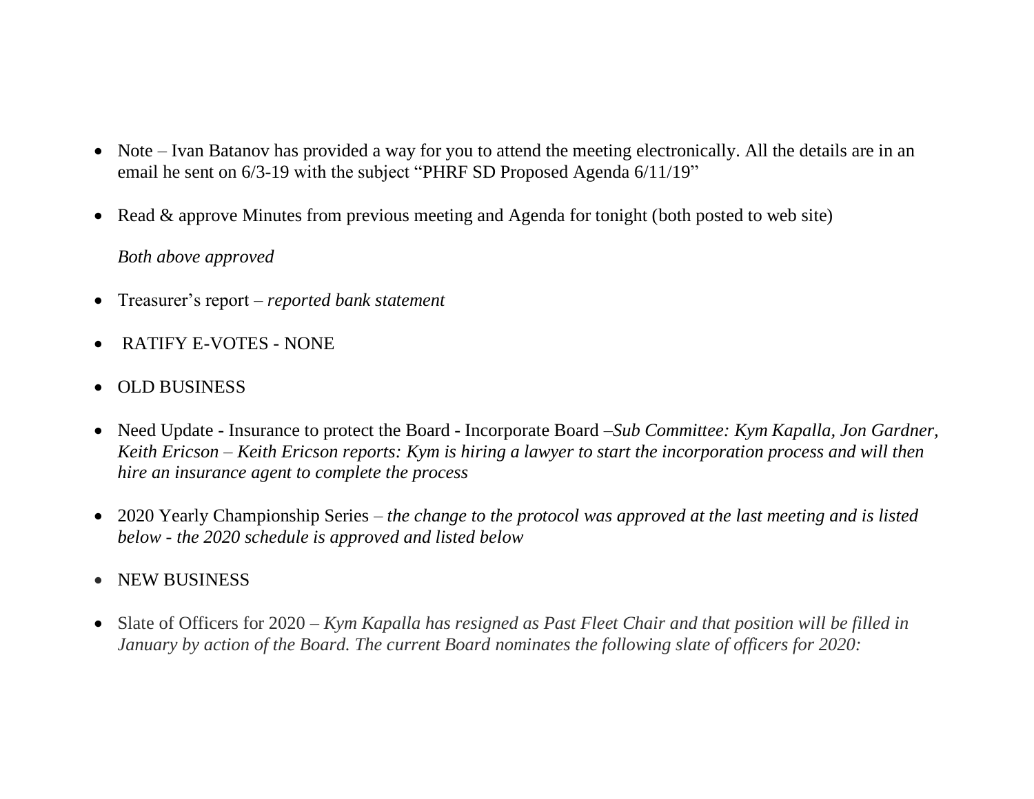- Note – Ivan Batanov has provided a way for you to attend the meeting electronically. All the details are in an email he sent on 6/3-19 with the subject "PHRF SD Proposed Agenda 6/11/19"

- Read & approve Minutes from previous meeting and Agenda for tonight (both posted to web site)

  *Both above approved*

- Treasurer's report – *reported bank statement*

- RATIFY E-VOTES - NONE

- OLD BUSINESS

- Need Update - Insurance to protect the Board - Incorporate Board –*Sub Committee: Kym Kapalla, Jon Gardner, Keith Ericson – Keith Ericson reports: Kym is hiring a lawyer to start the incorporation process and will then hire an insurance agent to complete the process*

- 2020 Yearly Championship Series – *the change to the protocol was approved at the last meeting and is listed below - the 2020 schedule is approved and listed below*

- NEW BUSINESS

- Slate of Officers for 2020 – *Kym Kapalla has resigned as Past Fleet Chair and that position will be filled in January by action of the Board. The current Board nominates the following slate of officers for 2020:*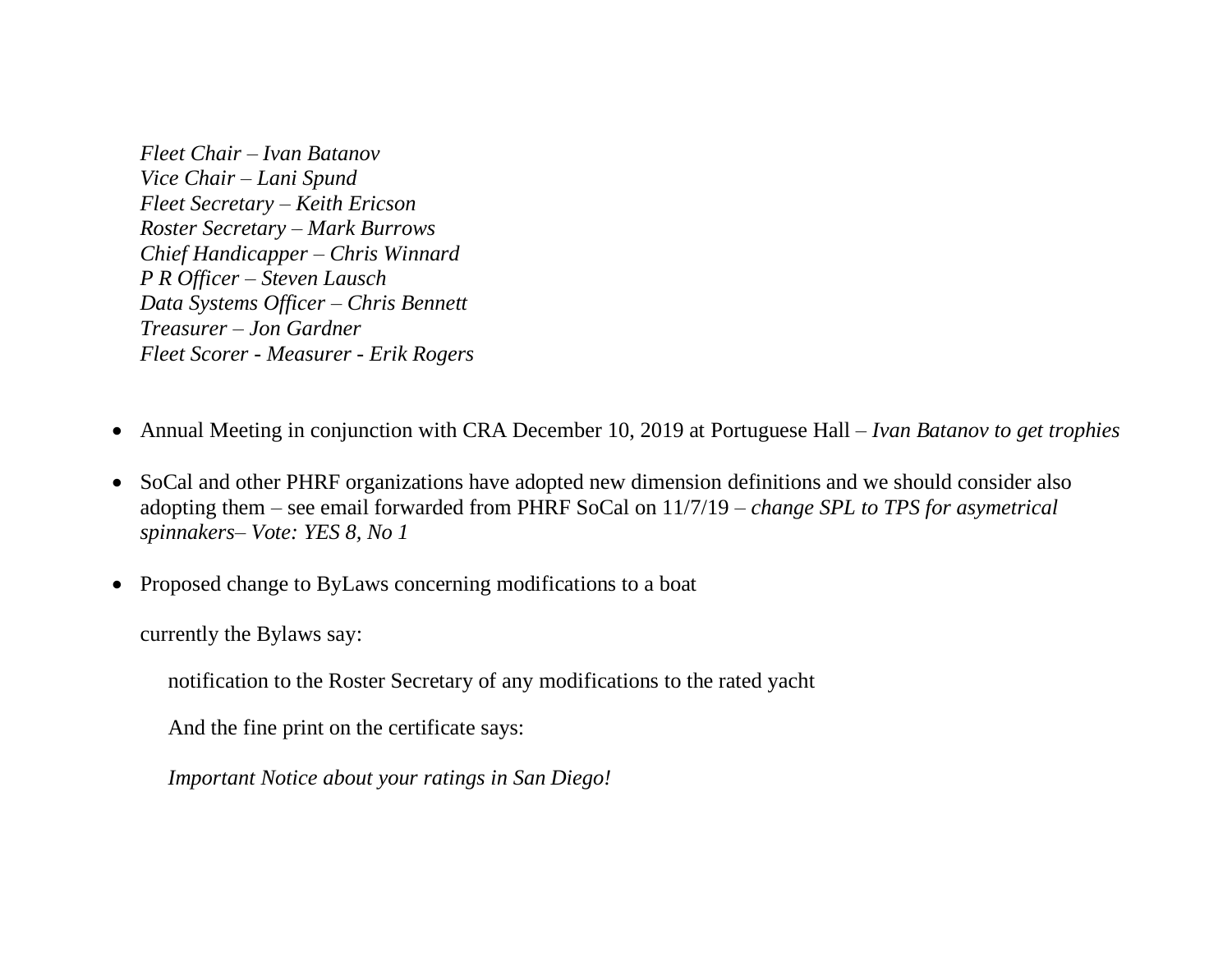*Fleet Chair – Ivan Batanov*
*Vice Chair – Lani Spund*
*Fleet Secretary – Keith Ericson*
*Roster Secretary – Mark Burrows*
*Chief Handicapper – Chris Winnard*
*P R Officer – Steven Lausch*
*Data Systems Officer – Chris Bennett*
*Treasurer – Jon Gardner*
*Fleet Scorer - Measurer - Erik Rogers*

- Annual Meeting in conjunction with CRA December 10, 2019 at Portuguese Hall – *Ivan Batanov to get trophies*

- SoCal and other PHRF organizations have adopted new dimension definitions and we should consider also adopting them – see email forwarded from PHRF SoCal on 11/7/19 – *change SPL to TPS for asymetrical spinnakers– Vote: YES 8, No 1*

- Proposed change to ByLaws concerning modifications to a boat

  currently the Bylaws say:

  > notification to the Roster Secretary of any modifications to the rated yacht
  >
  > And the fine print on the certificate says:
  >
  > *Important Notice about your ratings in San Diego!*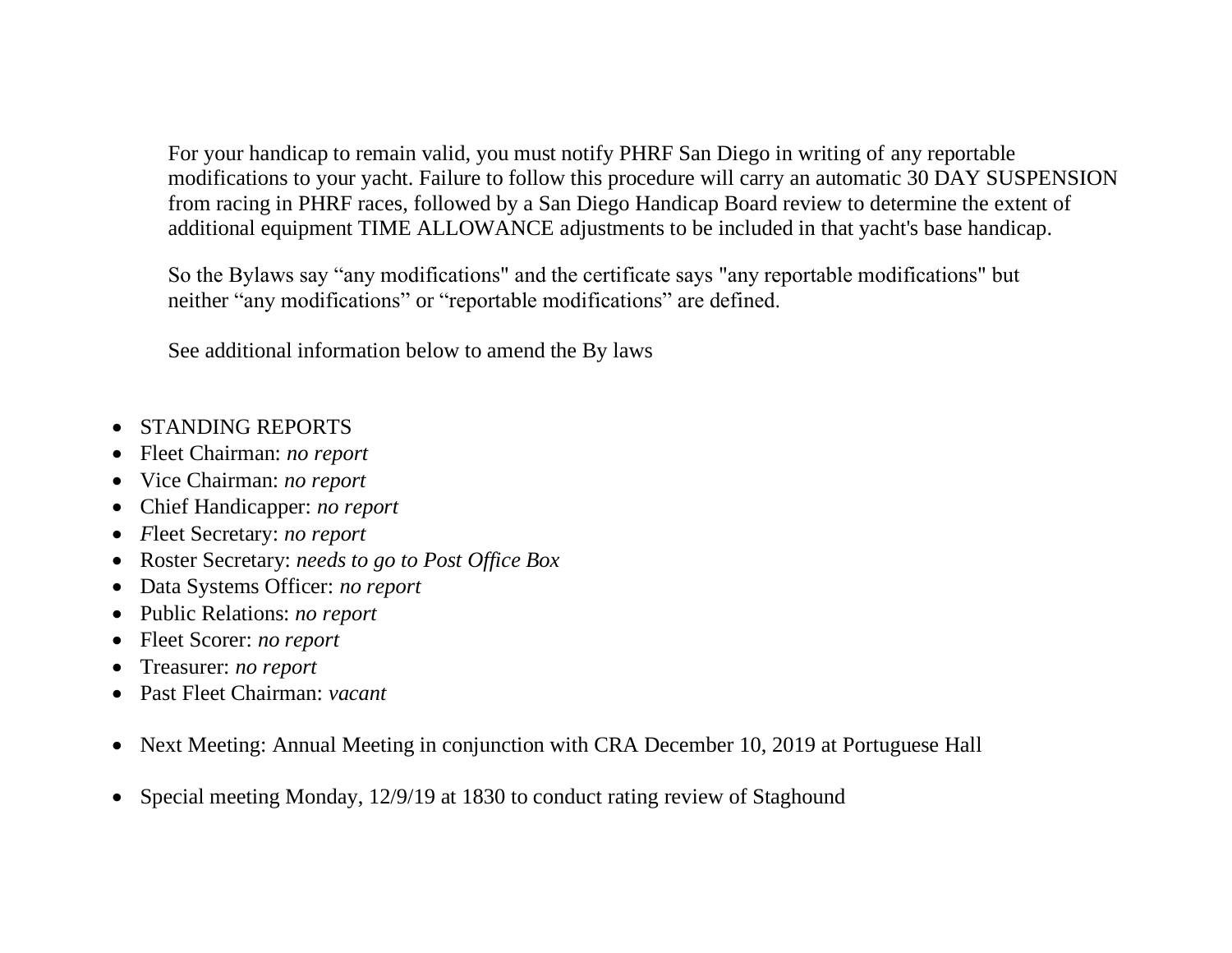For your handicap to remain valid, you must notify PHRF San Diego in writing of any reportable modifications to your yacht. Failure to follow this procedure will carry an automatic 30 DAY SUSPENSION from racing in PHRF races, followed by a San Diego Handicap Board review to determine the extent of additional equipment TIME ALLOWANCE adjustments to be included in that yacht's base handicap.

So the Bylaws say "any modifications" and the certificate says "any reportable modifications" but neither "any modifications" or "reportable modifications" are defined.

See additional information below to amend the By laws

- STANDING REPORTS
- Fleet Chairman: *no report*
- Vice Chairman: *no report*
- Chief Handicapper: *no report*
- *F*leet Secretary: *no report*
- Roster Secretary: *needs to go to Post Office Box*
- Data Systems Officer: *no report*
- Public Relations: *no report*
- Fleet Scorer: *no report*
- Treasurer: *no report*
- Past Fleet Chairman: *vacant*

- Next Meeting: Annual Meeting in conjunction with CRA December 10, 2019 at Portuguese Hall

- Special meeting Monday, 12/9/19 at 1830 to conduct rating review of Staghound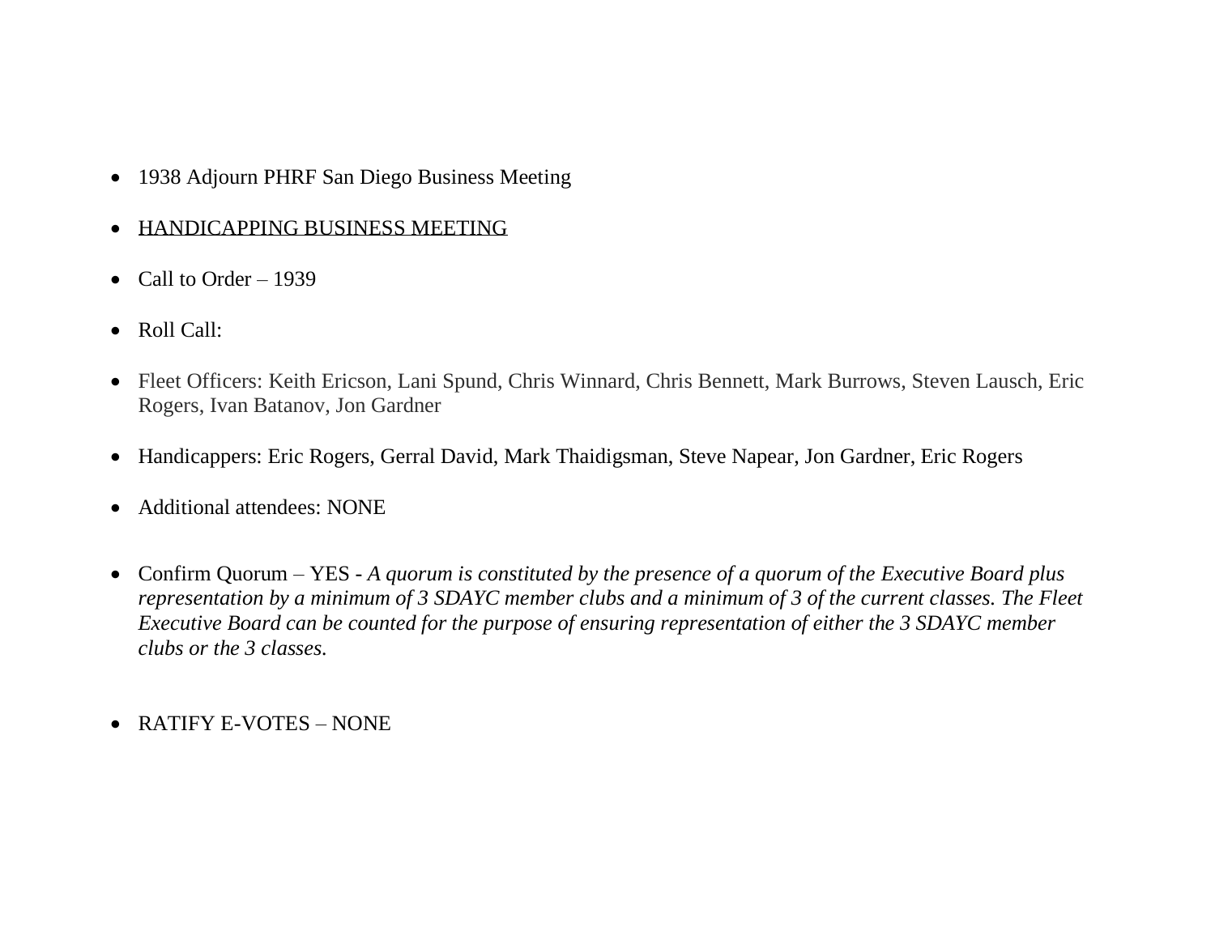- 1938 Adjourn PHRF San Diego Business Meeting

- <u>HANDICAPPING BUSINESS MEETING</u>

- Call to Order – 1939

- Roll Call:

- Fleet Officers: Keith Ericson, Lani Spund, Chris Winnard, Chris Bennett, Mark Burrows, Steven Lausch, Eric Rogers, Ivan Batanov, Jon Gardner

- Handicappers: Eric Rogers, Gerral David, Mark Thaidigsman, Steve Napear, Jon Gardner, Eric Rogers

- Additional attendees: NONE

- Confirm Quorum – YES - *A quorum is constituted by the presence of a quorum of the Executive Board plus representation by a minimum of 3 SDAYC member clubs and a minimum of 3 of the current classes. The Fleet Executive Board can be counted for the purpose of ensuring representation of either the 3 SDAYC member clubs or the 3 classes.*

- RATIFY E-VOTES – NONE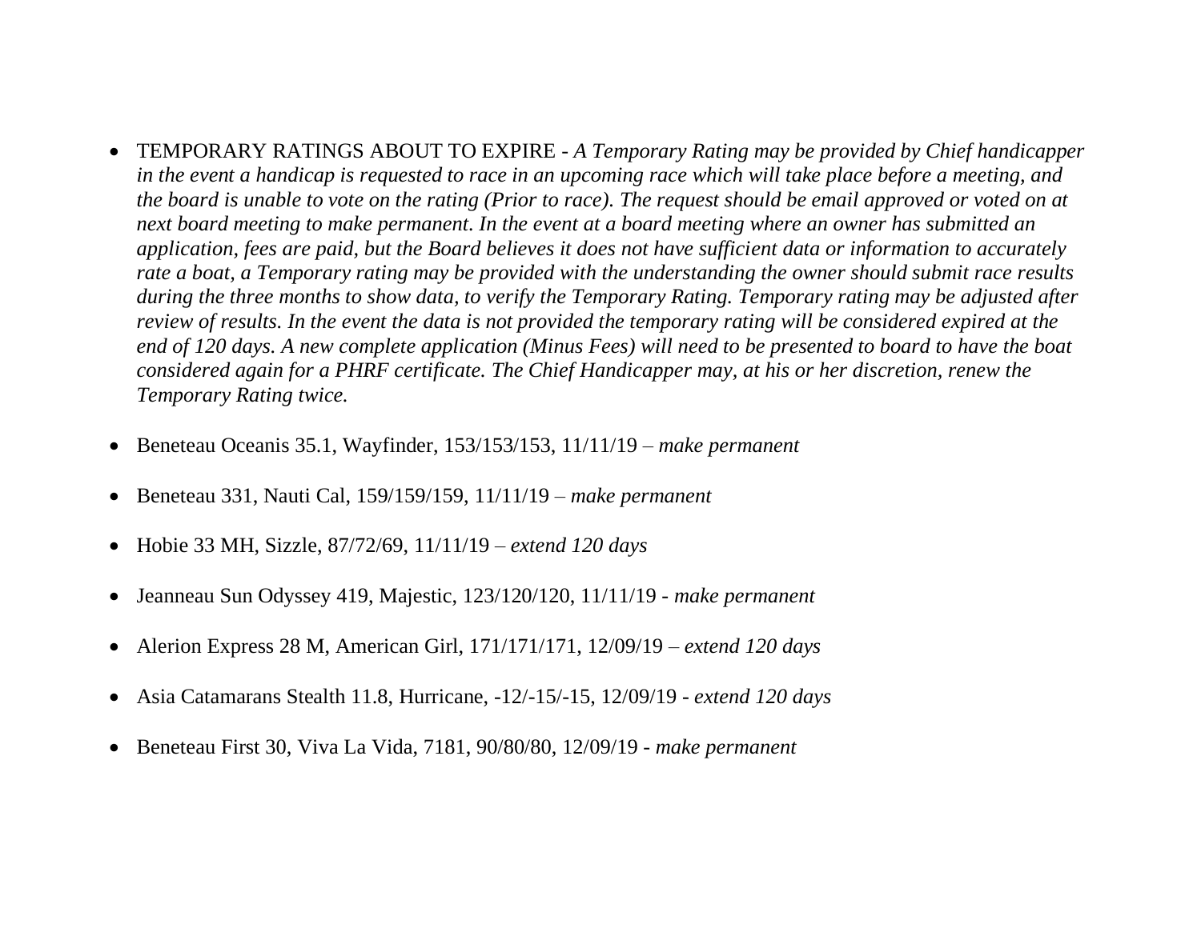- TEMPORARY RATINGS ABOUT TO EXPIRE - *A Temporary Rating may be provided by Chief handicapper in the event a handicap is requested to race in an upcoming race which will take place before a meeting, and the board is unable to vote on the rating (Prior to race). The request should be email approved or voted on at next board meeting to make permanent. In the event at a board meeting where an owner has submitted an application, fees are paid, but the Board believes it does not have sufficient data or information to accurately rate a boat, a Temporary rating may be provided with the understanding the owner should submit race results during the three months to show data, to verify the Temporary Rating. Temporary rating may be adjusted after review of results. In the event the data is not provided the temporary rating will be considered expired at the end of 120 days. A new complete application (Minus Fees) will need to be presented to board to have the boat considered again for a PHRF certificate. The Chief Handicapper may, at his or her discretion, renew the Temporary Rating twice.*

- Beneteau Oceanis 35.1, Wayfinder, 153/153/153, 11/11/19 – *make permanent*

- Beneteau 331, Nauti Cal, 159/159/159, 11/11/19 – *make permanent*

- Hobie 33 MH, Sizzle, 87/72/69, 11/11/19 – *extend 120 days*

- Jeanneau Sun Odyssey 419, Majestic, 123/120/120, 11/11/19 - *make permanent*

- Alerion Express 28 M, American Girl, 171/171/171, 12/09/19 – *extend 120 days*

- Asia Catamarans Stealth 11.8, Hurricane, -12/-15/-15, 12/09/19 - *extend 120 days*

- Beneteau First 30, Viva La Vida, 7181, 90/80/80, 12/09/19 - *make permanent*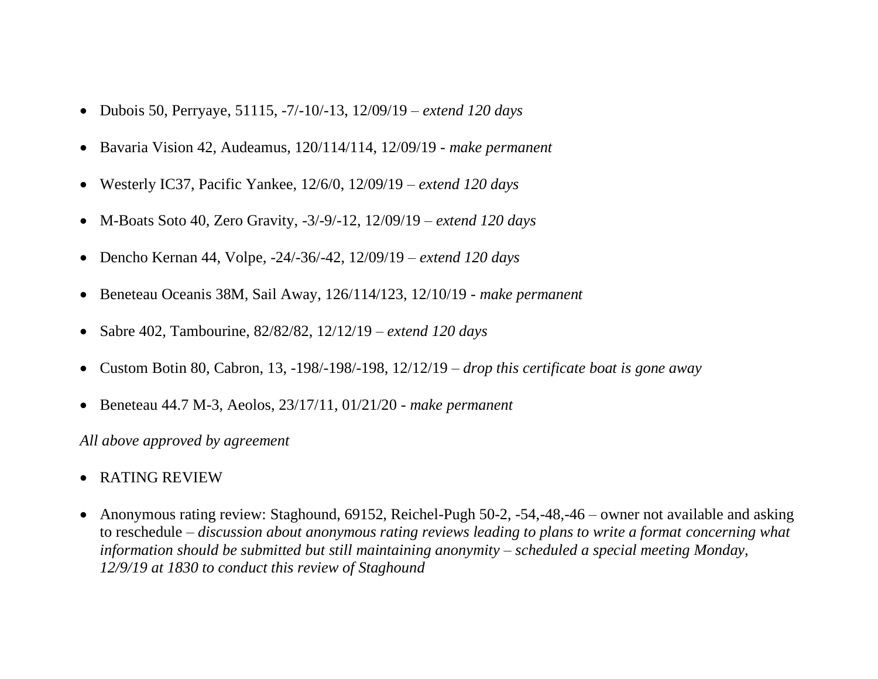- Dubois 50, Perryaye, 51115, -7/-10/-13, 12/09/19 – *extend 120 days*
- Bavaria Vision 42, Audeamus, 120/114/114, 12/09/19 - *make permanent*
- Westerly IC37, Pacific Yankee, 12/6/0, 12/09/19 – *extend 120 days*
- M-Boats Soto 40, Zero Gravity, -3/-9/-12, 12/09/19 – *extend 120 days*
- Dencho Kernan 44, Volpe, -24/-36/-42, 12/09/19 – *extend 120 days*
- Beneteau Oceanis 38M, Sail Away, 126/114/123, 12/10/19 - *make permanent*
- Sabre 402, Tambourine, 82/82/82, 12/12/19 – *extend 120 days*
- Custom Botin 80, Cabron, 13, -198/-198/-198, 12/12/19 – *drop this certificate boat is gone away*
- Beneteau 44.7 M-3, Aeolos, 23/17/11, 01/21/20 - *make permanent*

*All above approved by agreement*

- RATING REVIEW
- Anonymous rating review: Staghound, 69152, Reichel-Pugh 50-2, -54,-48,-46 – owner not available and asking to reschedule – *discussion about anonymous rating reviews leading to plans to write a format concerning what information should be submitted but still maintaining anonymity – scheduled a special meeting Monday, 12/9/19 at 1830 to conduct this review of Staghound*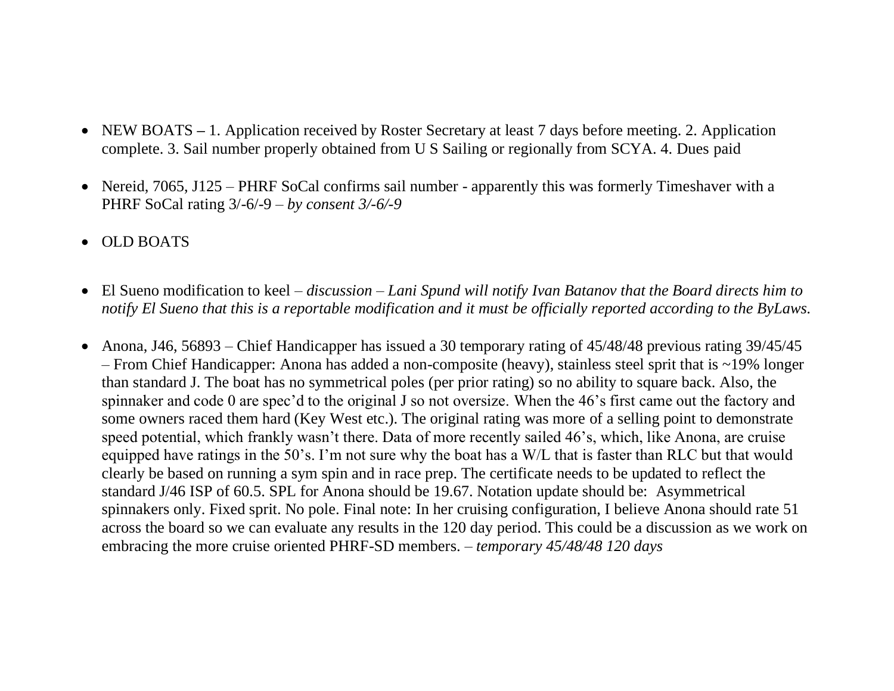- NEW BOATS – 1. Application received by Roster Secretary at least 7 days before meeting. 2. Application complete. 3. Sail number properly obtained from U S Sailing or regionally from SCYA. 4. Dues paid

- Nereid, 7065, J125 – PHRF SoCal confirms sail number - apparently this was formerly Timeshaver with a PHRF SoCal rating 3/-6/-9 – *by consent 3/-6/-9*

- OLD BOATS

- El Sueno modification to keel – *discussion – Lani Spund will notify Ivan Batanov that the Board directs him to notify El Sueno that this is a reportable modification and it must be officially reported according to the ByLaws.*

- Anona, J46, 56893 – Chief Handicapper has issued a 30 temporary rating of 45/48/48 previous rating 39/45/45 – From Chief Handicapper: Anona has added a non-composite (heavy), stainless steel sprit that is ~19% longer than standard J. The boat has no symmetrical poles (per prior rating) so no ability to square back. Also, the spinnaker and code 0 are spec'd to the original J so not oversize. When the 46's first came out the factory and some owners raced them hard (Key West etc.). The original rating was more of a selling point to demonstrate speed potential, which frankly wasn't there. Data of more recently sailed 46's, which, like Anona, are cruise equipped have ratings in the 50's. I'm not sure why the boat has a W/L that is faster than RLC but that would clearly be based on running a sym spin and in race prep. The certificate needs to be updated to reflect the standard J/46 ISP of 60.5. SPL for Anona should be 19.67. Notation update should be: Asymmetrical spinnakers only. Fixed sprit. No pole. Final note: In her cruising configuration, I believe Anona should rate 51 across the board so we can evaluate any results in the 120 day period. This could be a discussion as we work on embracing the more cruise oriented PHRF-SD members. – *temporary 45/48/48 120 days*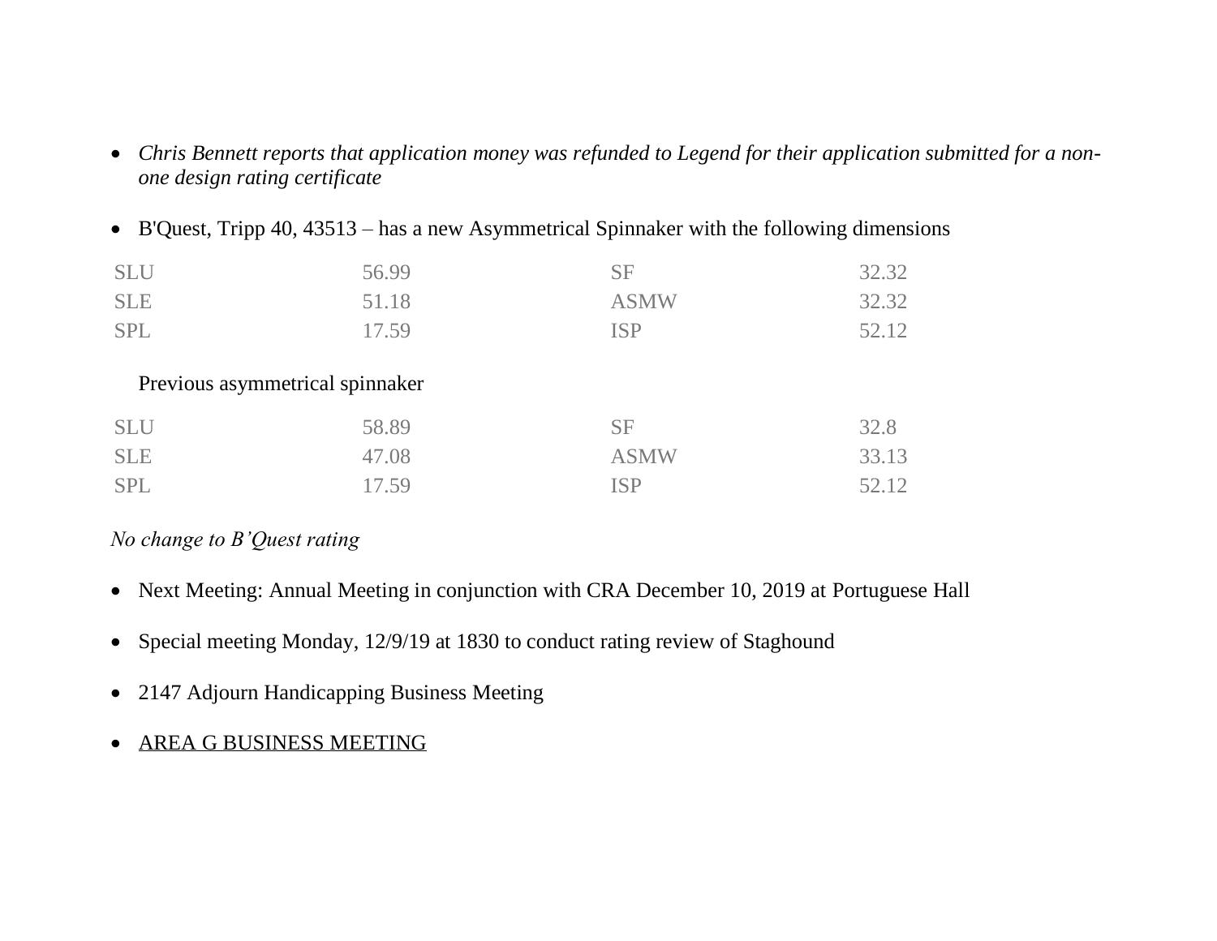- *Chris Bennett reports that application money was refunded to Legend for their application submitted for a non-one design rating certificate*
- B'Quest, Tripp 40, 43513 – has a new Asymmetrical Spinnaker with the following dimensions

| | | | |
|---|---|---|---|
| SLU | 56.99 | SF | 32.32 |
| SLE | 51.18 | ASMW | 32.32 |
| SPL | 17.59 | ISP | 52.12 |

Previous asymmetrical spinnaker

| | | | |
|---|---|---|---|
| SLU | 58.89 | SF | 32.8 |
| SLE | 47.08 | ASMW | 33.13 |
| SPL | 17.59 | ISP | 52.12 |

*No change to B'Quest rating*

- Next Meeting: Annual Meeting in conjunction with CRA December 10, 2019 at Portuguese Hall
- Special meeting Monday, 12/9/19 at 1830 to conduct rating review of Staghound
- 2147 Adjourn Handicapping Business Meeting
- <u>AREA G BUSINESS MEETING</u>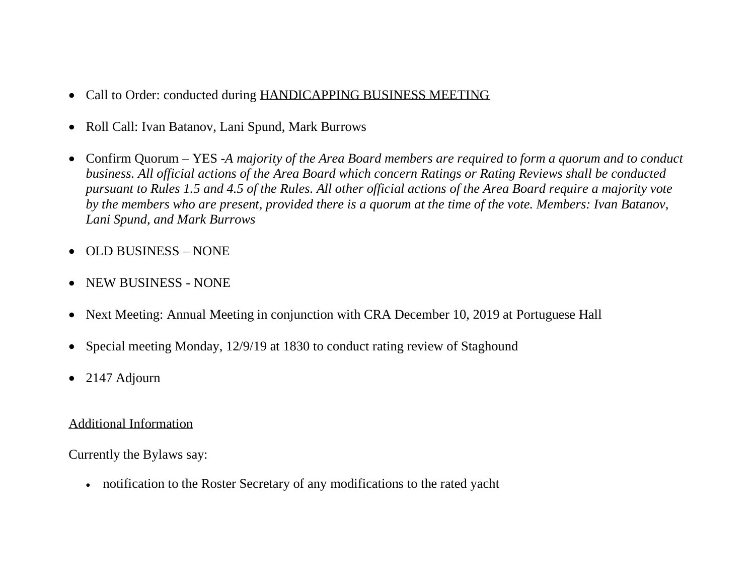- Call to Order: conducted during <u>HANDICAPPING BUSINESS MEETING</u>
- Roll Call: Ivan Batanov, Lani Spund, Mark Burrows
- Confirm Quorum – YES -*A majority of the Area Board members are required to form a quorum and to conduct business. All official actions of the Area Board which concern Ratings or Rating Reviews shall be conducted pursuant to Rules 1.5 and 4.5 of the Rules. All other official actions of the Area Board require a majority vote by the members who are present, provided there is a quorum at the time of the vote. Members: Ivan Batanov, Lani Spund, and Mark Burrows*
- OLD BUSINESS – NONE
- NEW BUSINESS - NONE
- Next Meeting: Annual Meeting in conjunction with CRA December 10, 2019 at Portuguese Hall
- Special meeting Monday, 12/9/19 at 1830 to conduct rating review of Staghound
- 2147 Adjourn

<u>Additional Information</u>

Currently the Bylaws say:

- notification to the Roster Secretary of any modifications to the rated yacht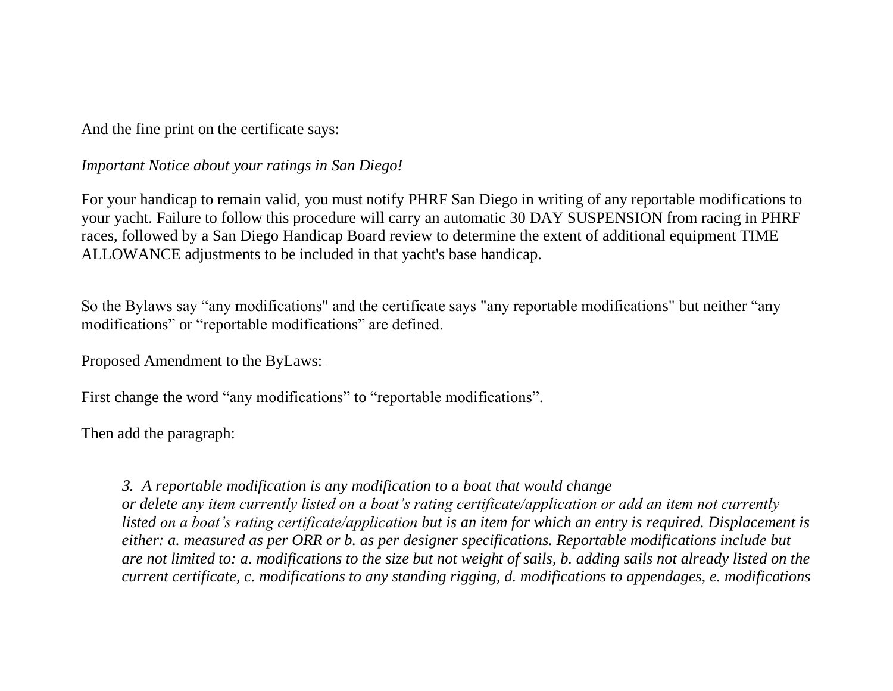And the fine print on the certificate says:

*Important Notice about your ratings in San Diego!*

For your handicap to remain valid, you must notify PHRF San Diego in writing of any reportable modifications to your yacht. Failure to follow this procedure will carry an automatic 30 DAY SUSPENSION from racing in PHRF races, followed by a San Diego Handicap Board review to determine the extent of additional equipment TIME ALLOWANCE adjustments to be included in that yacht's base handicap.

So the Bylaws say "any modifications" and the certificate says "any reportable modifications" but neither "any modifications" or "reportable modifications" are defined.

<u>Proposed Amendment to the ByLaws:</u>

First change the word "any modifications" to "reportable modifications".

Then add the paragraph:

> *3. A reportable modification is any modification to a boat that would change or delete any item currently listed on a boat's rating certificate/application or add an item not currently listed on a boat's rating certificate/application but is an item for which an entry is required. Displacement is either: a. measured as per ORR or b. as per designer specifications. Reportable modifications include but are not limited to: a. modifications to the size but not weight of sails, b. adding sails not already listed on the current certificate, c. modifications to any standing rigging, d. modifications to appendages, e. modifications*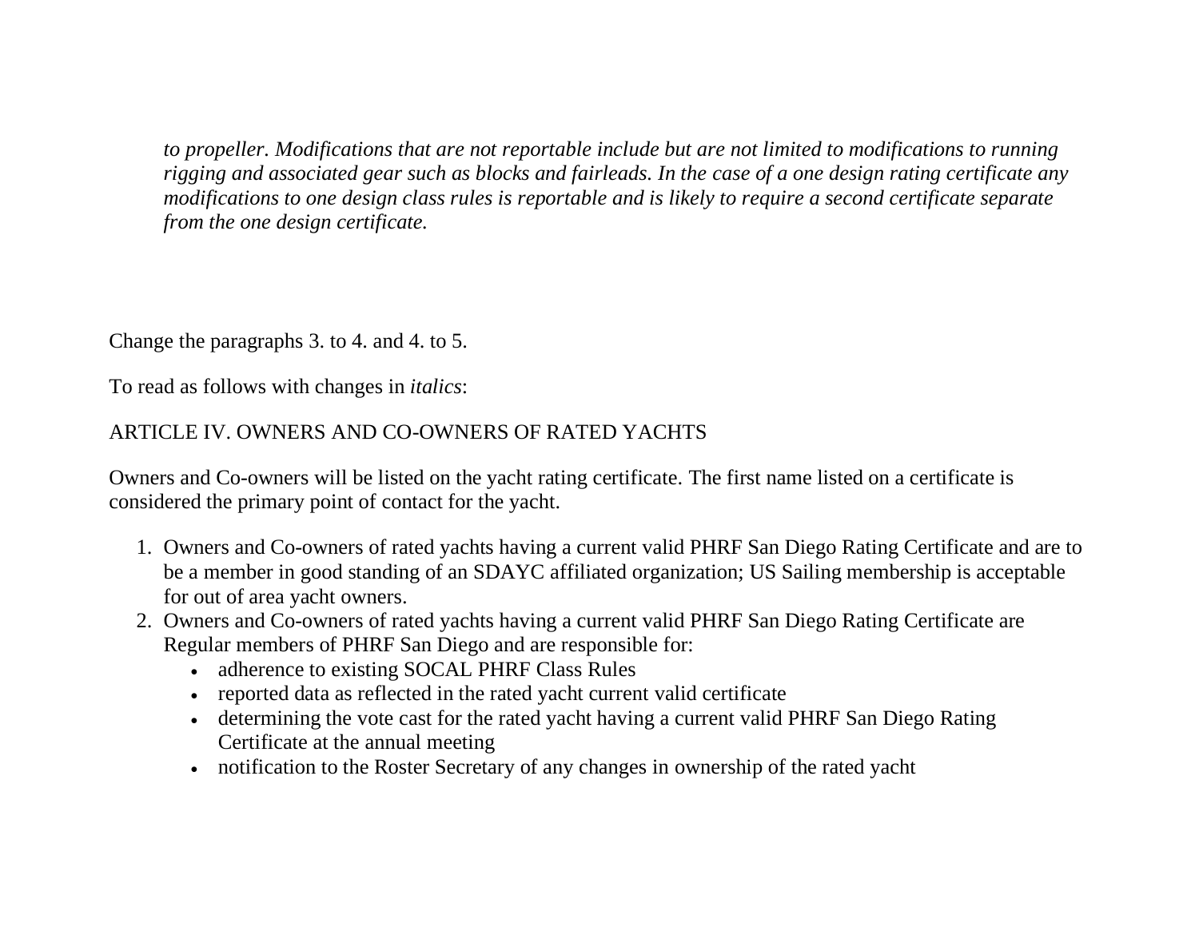*to propeller. Modifications that are not reportable include but are not limited to modifications to running rigging and associated gear such as blocks and fairleads. In the case of a one design rating certificate any modifications to one design class rules is reportable and is likely to require a second certificate separate from the one design certificate.*

Change the paragraphs 3. to 4. and 4. to 5.

To read as follows with changes in *italics*:

ARTICLE IV. OWNERS AND CO-OWNERS OF RATED YACHTS

Owners and Co-owners will be listed on the yacht rating certificate. The first name listed on a certificate is considered the primary point of contact for the yacht.

1. Owners and Co-owners of rated yachts having a current valid PHRF San Diego Rating Certificate and are to be a member in good standing of an SDAYC affiliated organization; US Sailing membership is acceptable for out of area yacht owners.
2. Owners and Co-owners of rated yachts having a current valid PHRF San Diego Rating Certificate are Regular members of PHRF San Diego and are responsible for:
   - adherence to existing SOCAL PHRF Class Rules
   - reported data as reflected in the rated yacht current valid certificate
   - determining the vote cast for the rated yacht having a current valid PHRF San Diego Rating Certificate at the annual meeting
   - notification to the Roster Secretary of any changes in ownership of the rated yacht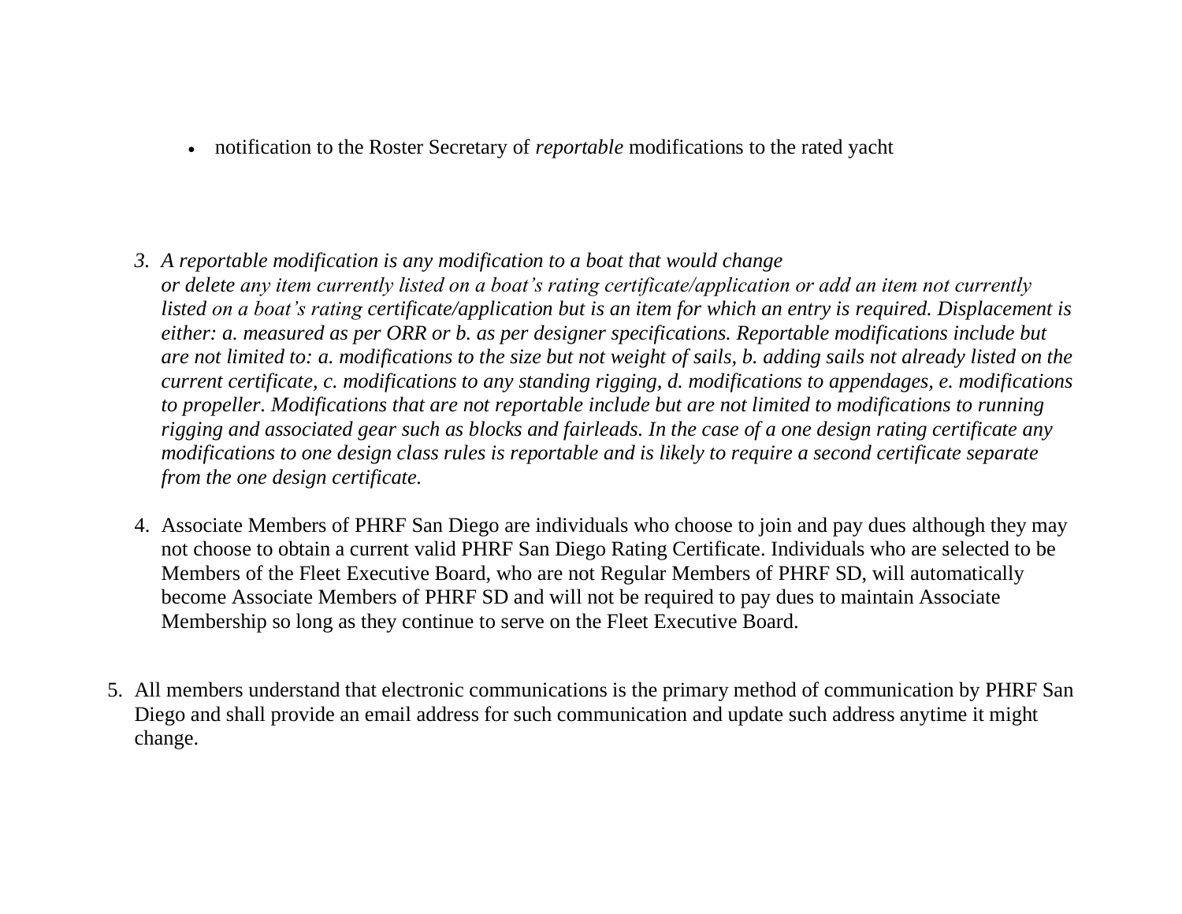- notification to the Roster Secretary of *reportable* modifications to the rated yacht

3. *A reportable modification is any modification to a boat that would change or delete any item currently listed on a boat's rating certificate/application or add an item not currently listed on a boat's rating certificate/application but is an item for which an entry is required. Displacement is either: a. measured as per ORR or b. as per designer specifications. Reportable modifications include but are not limited to: a. modifications to the size but not weight of sails, b. adding sails not already listed on the current certificate, c. modifications to any standing rigging, d. modifications to appendages, e. modifications to propeller. Modifications that are not reportable include but are not limited to modifications to running rigging and associated gear such as blocks and fairleads. In the case of a one design rating certificate any modifications to one design class rules is reportable and is likely to require a second certificate separate from the one design certificate.*

4. Associate Members of PHRF San Diego are individuals who choose to join and pay dues although they may not choose to obtain a current valid PHRF San Diego Rating Certificate. Individuals who are selected to be Members of the Fleet Executive Board, who are not Regular Members of PHRF SD, will automatically become Associate Members of PHRF SD and will not be required to pay dues to maintain Associate Membership so long as they continue to serve on the Fleet Executive Board.

5. All members understand that electronic communications is the primary method of communication by PHRF San Diego and shall provide an email address for such communication and update such address anytime it might change.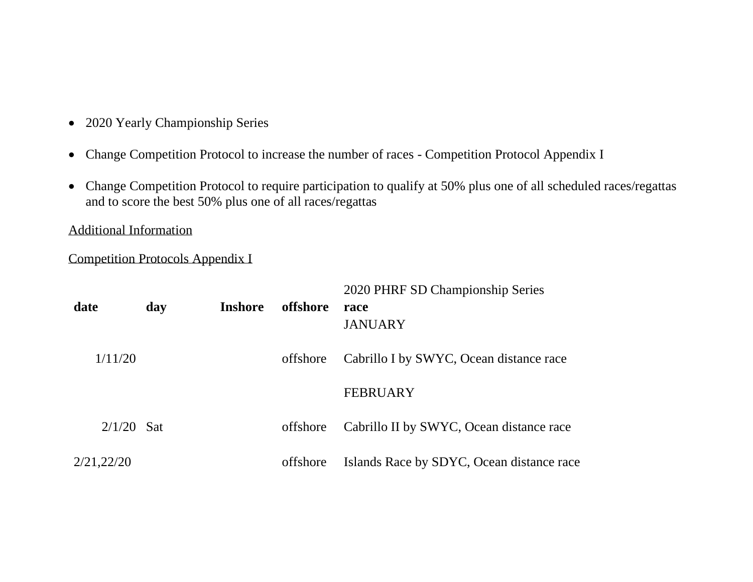- 2020 Yearly Championship Series
- Change Competition Protocol to increase the number of races - Competition Protocol Appendix I
- Change Competition Protocol to require participation to qualify at 50% plus one of all scheduled races/regattas and to score the best 50% plus one of all races/regattas

Additional Information

Competition Protocols Appendix I

| date | day | Inshore | offshore | 2020 PHRF SD Championship Series<br>**race**<br>JANUARY |
|---|---|---|---|---|
| 1/11/20 | | | offshore | Cabrillo I by SWYC, Ocean distance race |
| | | | | FEBRUARY |
| 2/1/20 | Sat | | offshore | Cabrillo II by SWYC, Ocean distance race |
| 2/21,22/20 | | | offshore | Islands Race by SDYC, Ocean distance race |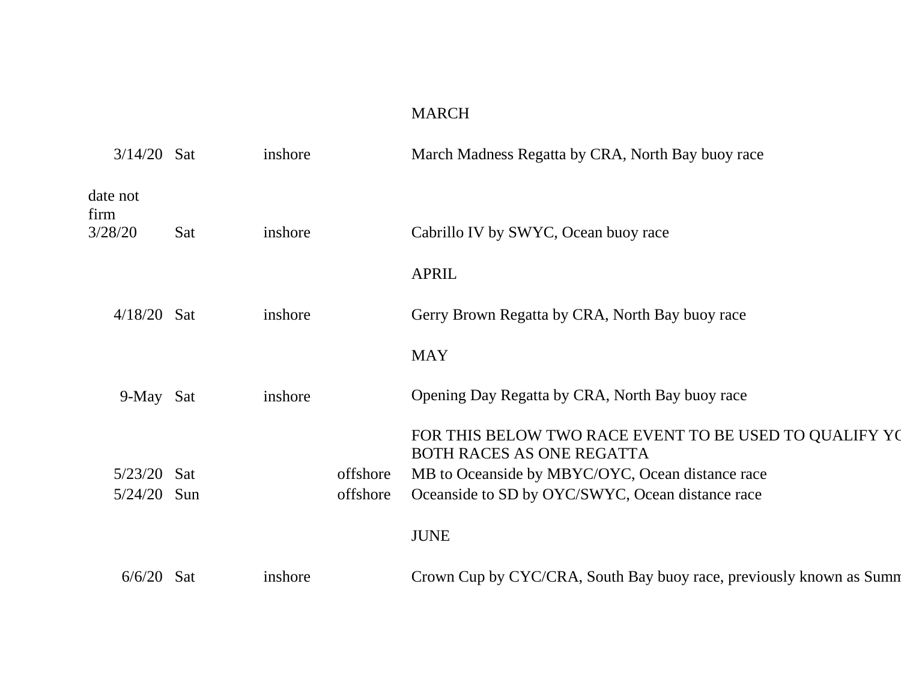| | | | | |
|---|---|---|---|---|
| | | | | MARCH |
| 3/14/20 | Sat | inshore | | March Madness Regatta by CRA, North Bay buoy race |
| date not firm 3/28/20 | Sat | inshore | | Cabrillo IV by SWYC, Ocean buoy race |
| | | | | APRIL |
| 4/18/20 | Sat | inshore | | Gerry Brown Regatta by CRA, North Bay buoy race |
| | | | | MAY |
| 9-May | Sat | inshore | | Opening Day Regatta by CRA, North Bay buoy race |
| | | | | FOR THIS BELOW TWO RACE EVENT TO BE USED TO QUALIFY YC BOTH RACES AS ONE REGATTA |
| 5/23/20 | Sat | | offshore | MB to Oceanside by MBYC/OYC, Ocean distance race |
| 5/24/20 | Sun | | offshore | Oceanside to SD by OYC/SWYC, Ocean distance race |
| | | | | JUNE |
| 6/6/20 | Sat | inshore | | Crown Cup by CYC/CRA, South Bay buoy race, previously known as Summ |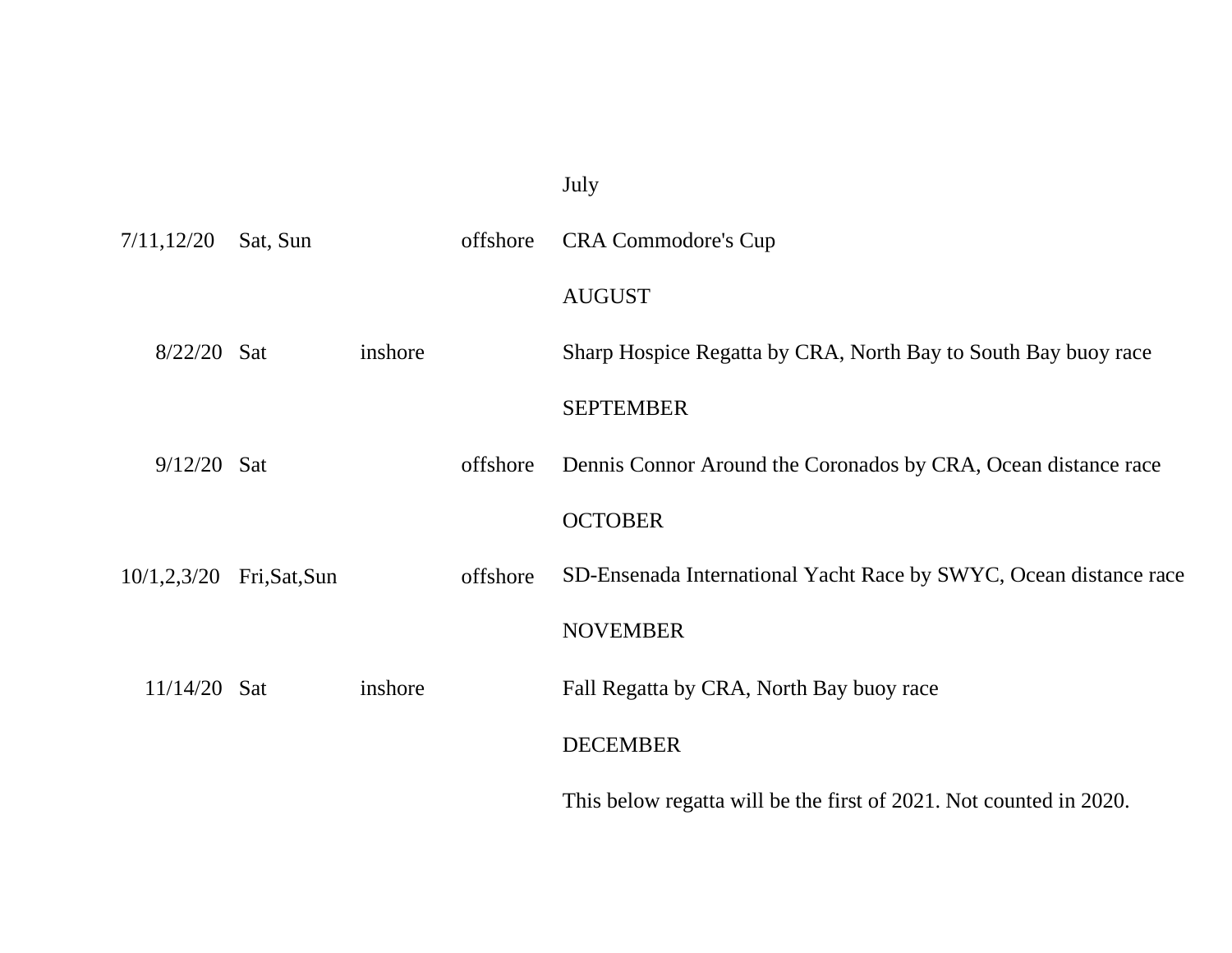| | | | | |
|---|---|---|---|---|
| | | | | July |
| 7/11,12/20 | Sat, Sun | | offshore | CRA Commodore's Cup |
| | | | | AUGUST |
| 8/22/20 | Sat | inshore | | Sharp Hospice Regatta by CRA, North Bay to South Bay buoy race |
| | | | | SEPTEMBER |
| 9/12/20 | Sat | | offshore | Dennis Connor Around the Coronados by CRA, Ocean distance race |
| | | | | OCTOBER |
| 10/1,2,3/20 | Fri,Sat,Sun | | offshore | SD-Ensenada International Yacht Race by SWYC, Ocean distance race |
| | | | | NOVEMBER |
| 11/14/20 | Sat | inshore | | Fall Regatta by CRA, North Bay buoy race |
| | | | | DECEMBER |
| | | | | This below regatta will be the first of 2021. Not counted in 2020. |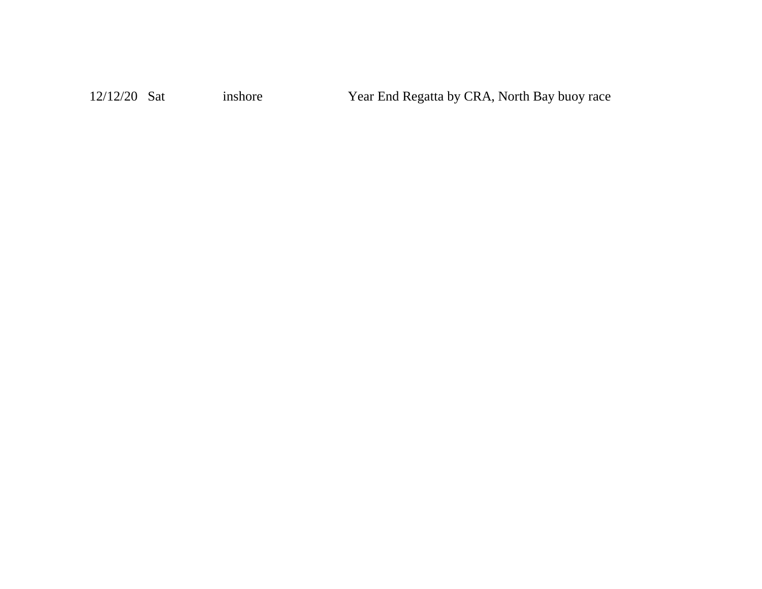| | | | |
|---|---|---|---|
| 12/12/20 | Sat | inshore | Year End Regatta by CRA, North Bay buoy race |